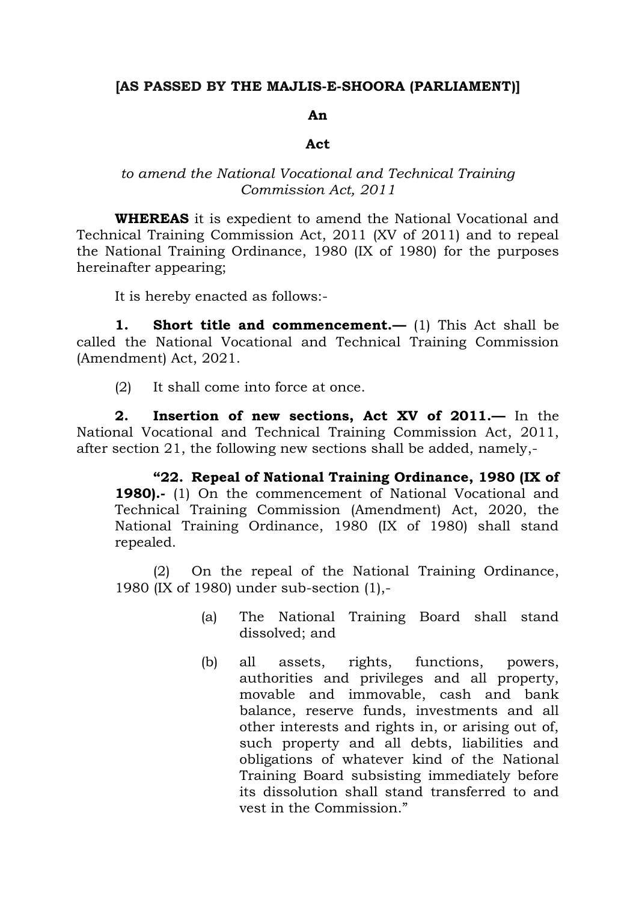**[AS PASSED BY THE MAJLIS-E-SHOORA (PARLIAMENT)]**

**An**

**Act**

*to amend the National Vocational and Technical Training Commission Act, 2011*

**WHEREAS** it is expedient to amend the National Vocational and Technical Training Commission Act, 2011 (XV of 2011) and to repeal the National Training Ordinance, 1980 (IX of 1980) for the purposes hereinafter appearing;

It is hereby enacted as follows:-

**1. Short title and commencement.—** (1) This Act shall be called the National Vocational and Technical Training Commission (Amendment) Act, 2021.

(2) It shall come into force at once.

**2. Insertion of new sections, Act XV of 2011.—** In the National Vocational and Technical Training Commission Act, 2011, after section 21, the following new sections shall be added, namely,-

> **"22. Repeal of National Training Ordinance, 1980 (IX of 1980).-** (1) On the commencement of National Vocational and Technical Training Commission (Amendment) Act, 2020, the National Training Ordinance, 1980 (IX of 1980) shall stand repealed.
>
> (2) On the repeal of the National Training Ordinance, 1980 (IX of 1980) under sub-section (1),-
>
> (a) The National Training Board shall stand dissolved; and
>
> (b) all assets, rights, functions, powers, authorities and privileges and all property, movable and immovable, cash and bank balance, reserve funds, investments and all other interests and rights in, or arising out of, such property and all debts, liabilities and obligations of whatever kind of the National Training Board subsisting immediately before its dissolution shall stand transferred to and vest in the Commission."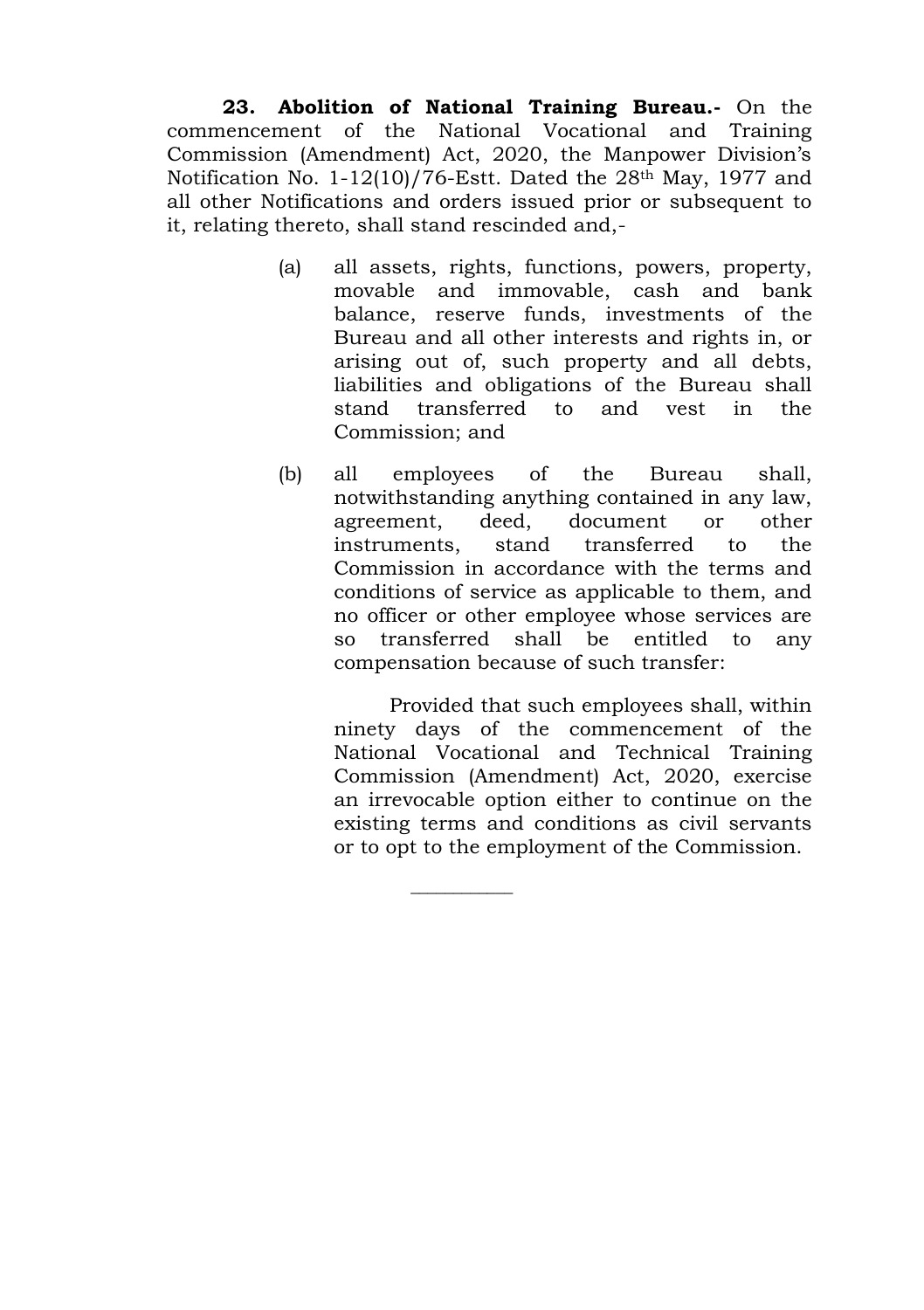**23. Abolition of National Training Bureau.-** On the commencement of the National Vocational and Training Commission (Amendment) Act, 2020, the Manpower Division's Notification No. 1-12(10)/76-Estt. Dated the 28th May, 1977 and all other Notifications and orders issued prior or subsequent to it, relating thereto, shall stand rescinded and,-

(a) all assets, rights, functions, powers, property, movable and immovable, cash and bank balance, reserve funds, investments of the Bureau and all other interests and rights in, or arising out of, such property and all debts, liabilities and obligations of the Bureau shall stand transferred to and vest in the Commission; and

(b) all employees of the Bureau shall, notwithstanding anything contained in any law, agreement, deed, document or other instruments, stand transferred to the Commission in accordance with the terms and conditions of service as applicable to them, and no officer or other employee whose services are so transferred shall be entitled to any compensation because of such transfer:

Provided that such employees shall, within ninety days of the commencement of the National Vocational and Technical Training Commission (Amendment) Act, 2020, exercise an irrevocable option either to continue on the existing terms and conditions as civil servants or to opt to the employment of the Commission.

---